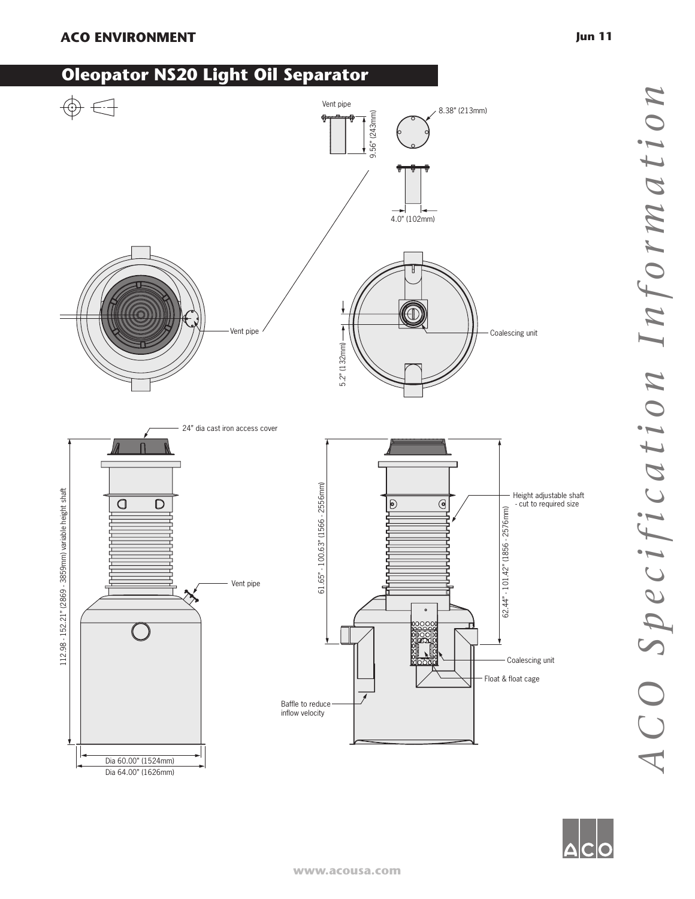ACO ENVIRONMENT

Jun 11

# Oleopator NS20 Light Oil Separator

Vent pipe

9.56" (243mm)

8.38" (213mm)

4.0" (102mm)

Vent pipe

Coalescing unit

5.2" (132mm)

24" dia cast iron access cover

112.98 - 152.21" (2869 - 3859mm) variable height shaft

Vent pipe

Dia 60.00" (1524mm)

Dia 64.00" (1626mm)

61.65" - 100.63" (1566 - 2556mm)

62.44" - 101.42" (1856 - 2576mm)

Height adjustable shaft - cut to required size

Coalescing unit

Float & float cage

Baffle to reduce inflow velocity

*ACO Specification Information*

www.acousa.com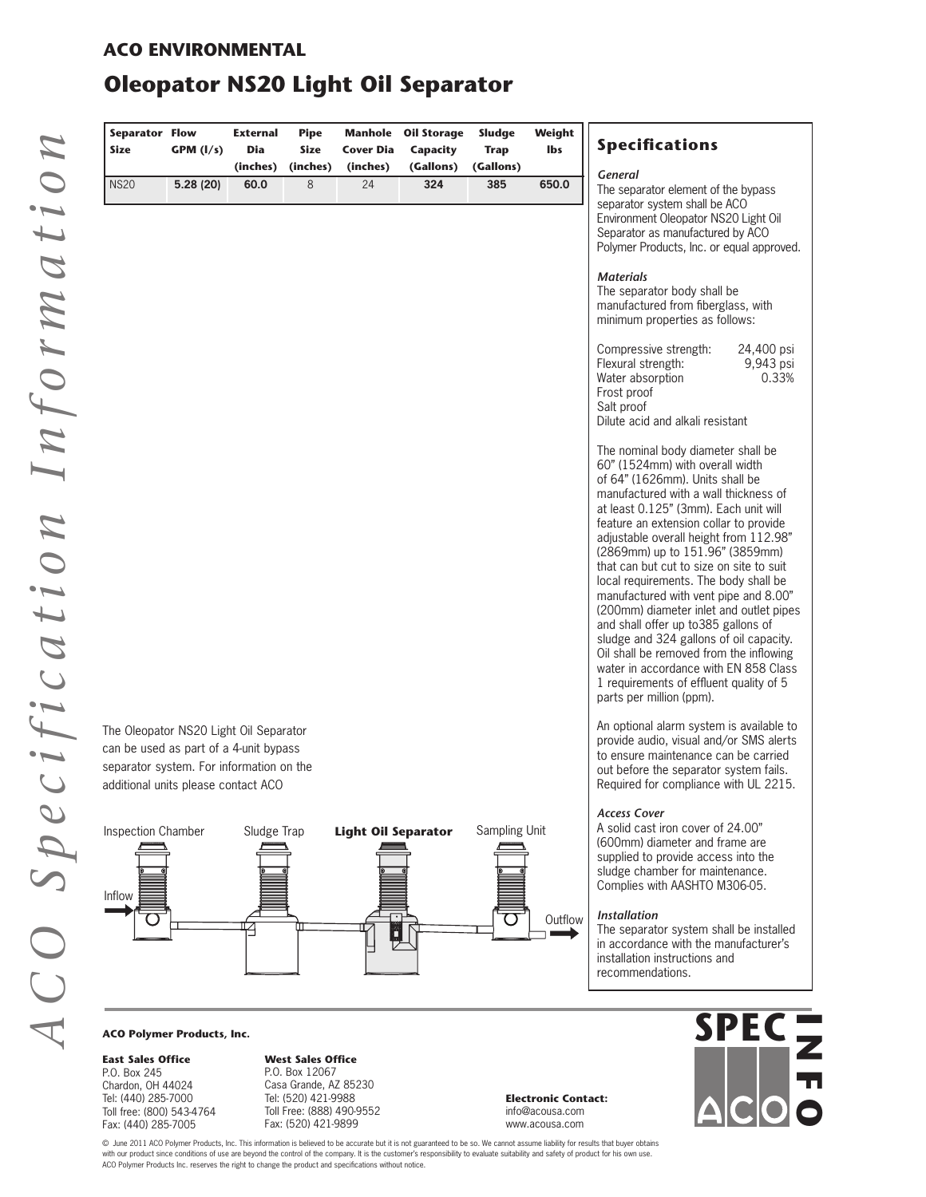## ACO ENVIRONMENTAL

# Oleopator NS20 Light Oil Separator

| Separator Size | Flow GPM (l/s) | External Dia (inches) | Pipe Size (inches) | Manhole Cover Dia (inches) | Oil Storage Capacity (Gallons) | Sludge Trap (Gallons) | Weight lbs |
|---|---|---|---|---|---|---|---|
| NS20 | **5.28 (20)** | **60.0** | 8 | 24 | **324** | **385** | **650.0** |

The Oleopator NS20 Light Oil Separator can be used as part of a 4-unit bypass separator system. For information on the additional units please contact ACO

Inspection Chamber

Sludge Trap

**Light Oil Separator**

Sampling Unit

Inflow

Outflow

## Specifications

### *General*

The separator element of the bypass separator system shall be ACO Environment Oleopator NS20 Light Oil Separator as manufactured by ACO Polymer Products, Inc. or equal approved.

### *Materials*

The separator body shall be manufactured from fiberglass, with minimum properties as follows:

Compressive strength: 24,400 psi
Flexural strength: 9,943 psi
Water absorption 0.33%
Frost proof
Salt proof
Dilute acid and alkali resistant

The nominal body diameter shall be 60" (1524mm) with overall width of 64" (1626mm). Units shall be manufactured with a wall thickness of at least 0.125" (3mm). Each unit will feature an extension collar to provide adjustable overall height from 112.98" (2869mm) up to 151.96" (3859mm) that can but cut to size on site to suit local requirements. The body shall be manufactured with vent pipe and 8.00" (200mm) diameter inlet and outlet pipes and shall offer up to385 gallons of sludge and 324 gallons of oil capacity. Oil shall be removed from the inflowing water in accordance with EN 858 Class 1 requirements of effluent quality of 5 parts per million (ppm).

An optional alarm system is available to provide audio, visual and/or SMS alerts to ensure maintenance can be carried out before the separator system fails. Required for compliance with UL 2215.

### *Access Cover*

A solid cast iron cover of 24.00" (600mm) diameter and frame are supplied to provide access into the sludge chamber for maintenance. Complies with AASHTO M306-05.

### *Installation*

The separator system shall be installed in accordance with the manufacturer's installation instructions and recommendations.

**ACO Polymer Products, Inc.**

**East Sales Office**
P.O. Box 245
Chardon, OH 44024
Tel: (440) 285-7000
Toll free: (800) 543-4764
Fax: (440) 285-7005

**West Sales Office**
P.O. Box 12067
Casa Grande, AZ 85230
Tel: (520) 421-9988
Toll Free: (888) 490-9552
Fax: (520) 421-9899

**Electronic Contact:**
info@acousa.com
www.acousa.com

© June 2011 ACO Polymer Products, Inc. This information is believed to be accurate but it is not guaranteed to be so. We cannot assume liability for results that buyer obtains with our product since conditions of use are beyond the control of the company. It is the customer's responsibility to evaluate suitability and safety of product for his own use. ACO Polymer Products Inc. reserves the right to change the product and specifications without notice.